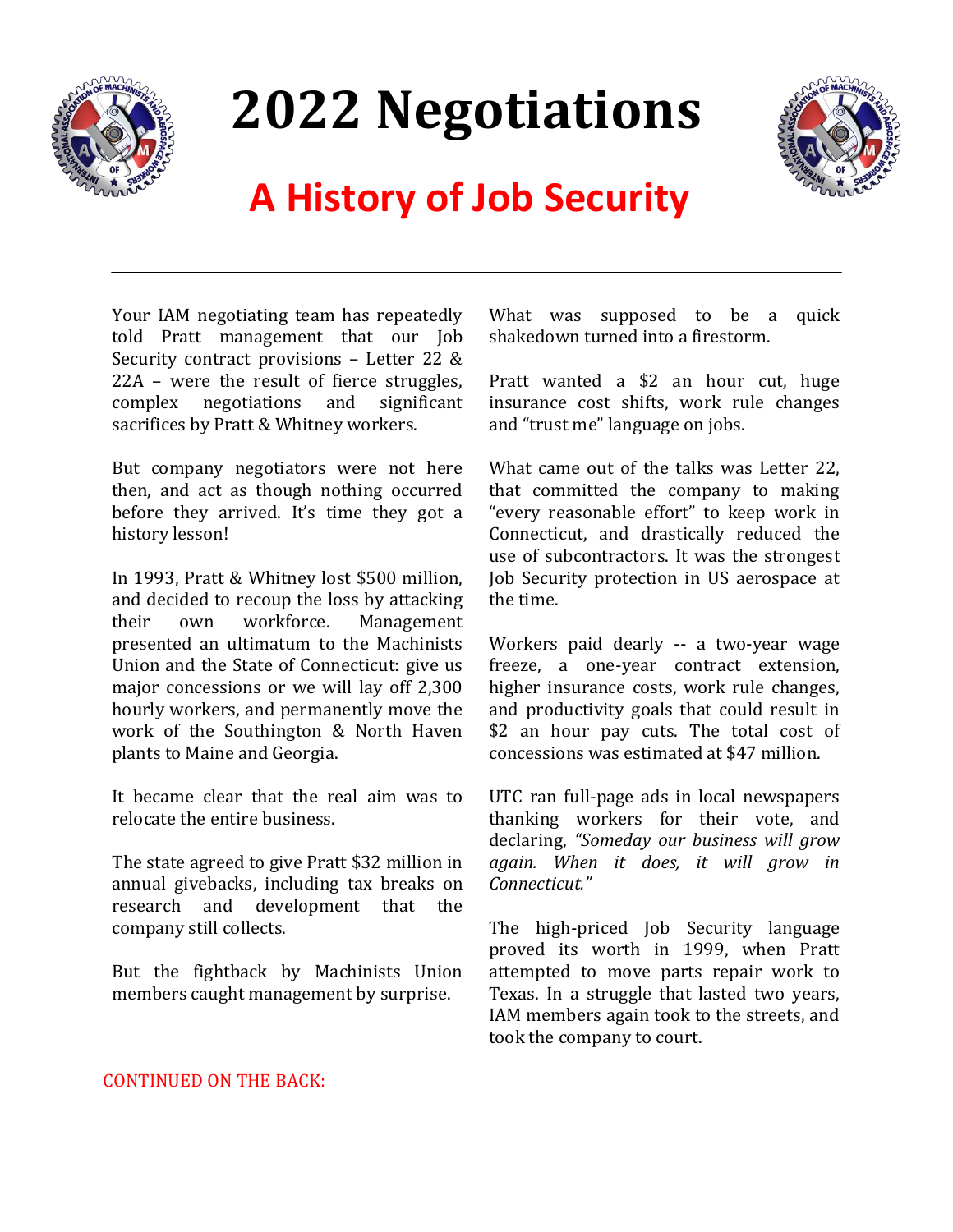# 2022 Negotiations

## A History of Job Security

Your IAM negotiating team has repeatedly told Pratt management that our Job Security contract provisions – Letter 22 & 22A – were the result of fierce struggles, complex negotiations and significant sacrifices by Pratt & Whitney workers.

But company negotiators were not here then, and act as though nothing occurred before they arrived. It's time they got a history lesson!

In 1993, Pratt & Whitney lost $500 million, and decided to recoup the loss by attacking their own workforce. Management presented an ultimatum to the Machinists Union and the State of Connecticut: give us major concessions or we will lay off 2,300 hourly workers, and permanently move the work of the Southington & North Haven plants to Maine and Georgia.

It became clear that the real aim was to relocate the entire business.

The state agreed to give Pratt $32 million in annual givebacks, including tax breaks on research and development that the company still collects.

But the fightback by Machinists Union members caught management by surprise.

What was supposed to be a quick shakedown turned into a firestorm.

Pratt wanted a $2 an hour cut, huge insurance cost shifts, work rule changes and "trust me" language on jobs.

What came out of the talks was Letter 22, that committed the company to making "every reasonable effort" to keep work in Connecticut, and drastically reduced the use of subcontractors. It was the strongest Job Security protection in US aerospace at the time.

Workers paid dearly -- a two-year wage freeze, a one-year contract extension, higher insurance costs, work rule changes, and productivity goals that could result in $2 an hour pay cuts. The total cost of concessions was estimated at $47 million.

UTC ran full-page ads in local newspapers thanking workers for their vote, and declaring, *"Someday our business will grow again. When it does, it will grow in Connecticut."*

The high-priced Job Security language proved its worth in 1999, when Pratt attempted to move parts repair work to Texas. In a struggle that lasted two years, IAM members again took to the streets, and took the company to court.

CONTINUED ON THE BACK: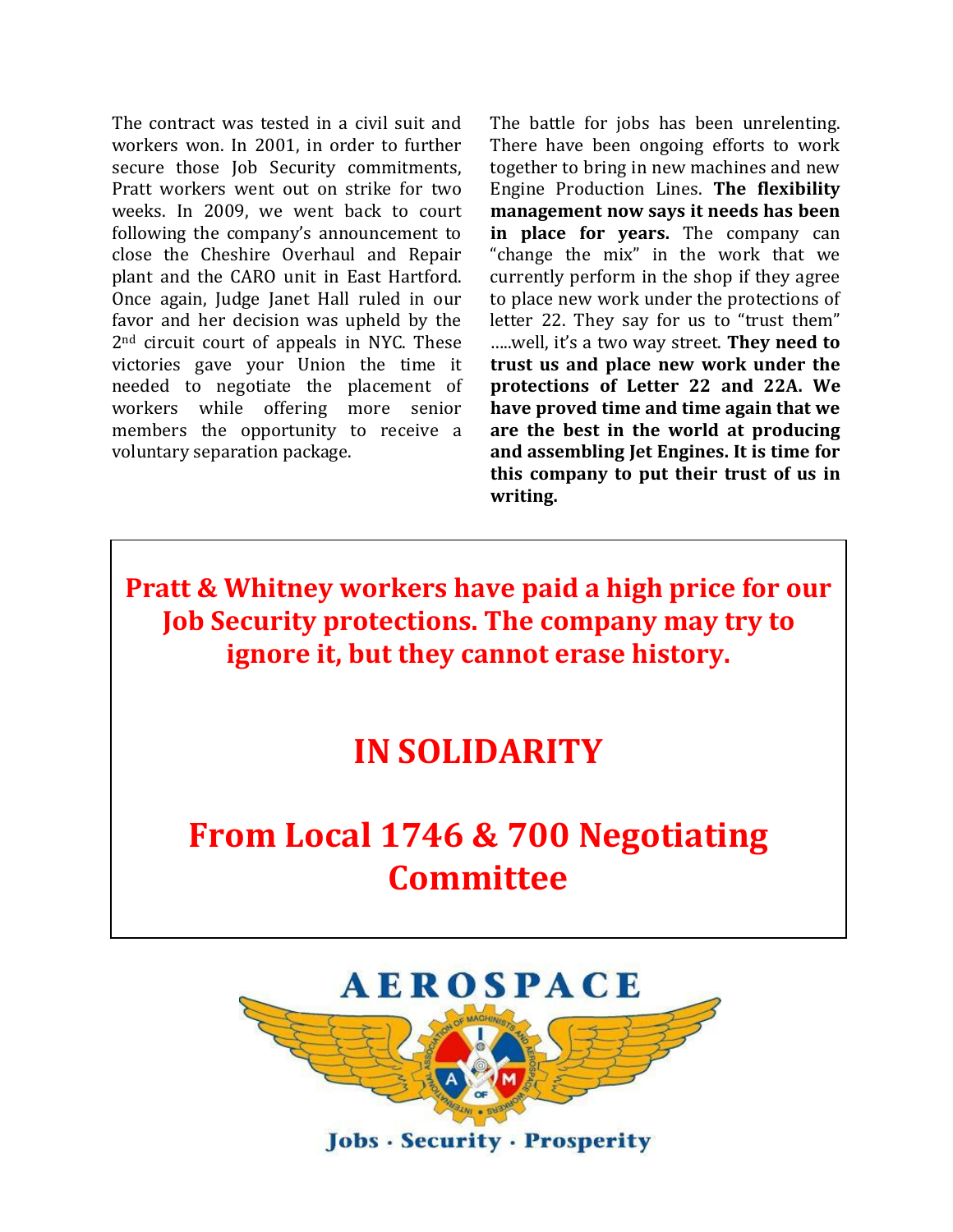The contract was tested in a civil suit and workers won. In 2001, in order to further secure those Job Security commitments, Pratt workers went out on strike for two weeks. In 2009, we went back to court following the company's announcement to close the Cheshire Overhaul and Repair plant and the CARO unit in East Hartford. Once again, Judge Janet Hall ruled in our favor and her decision was upheld by the 2nd circuit court of appeals in NYC. These victories gave your Union the time it needed to negotiate the placement of workers while offering more senior members the opportunity to receive a voluntary separation package.

The battle for jobs has been unrelenting. There have been ongoing efforts to work together to bring in new machines and new Engine Production Lines. **The flexibility management now says it needs has been in place for years.** The company can "change the mix" in the work that we currently perform in the shop if they agree to place new work under the protections of letter 22. They say for us to "trust them" …..well, it's a two way street. **They need to trust us and place new work under the protections of Letter 22 and 22A. We have proved time and time again that we are the best in the world at producing and assembling Jet Engines. It is time for this company to put their trust of us in writing.**

**Pratt & Whitney workers have paid a high price for our Job Security protections. The company may try to ignore it, but they cannot erase history.**

## IN SOLIDARITY

## From Local 1746 & 700 Negotiating Committee

AEROSPACE

Jobs · Security · Prosperity